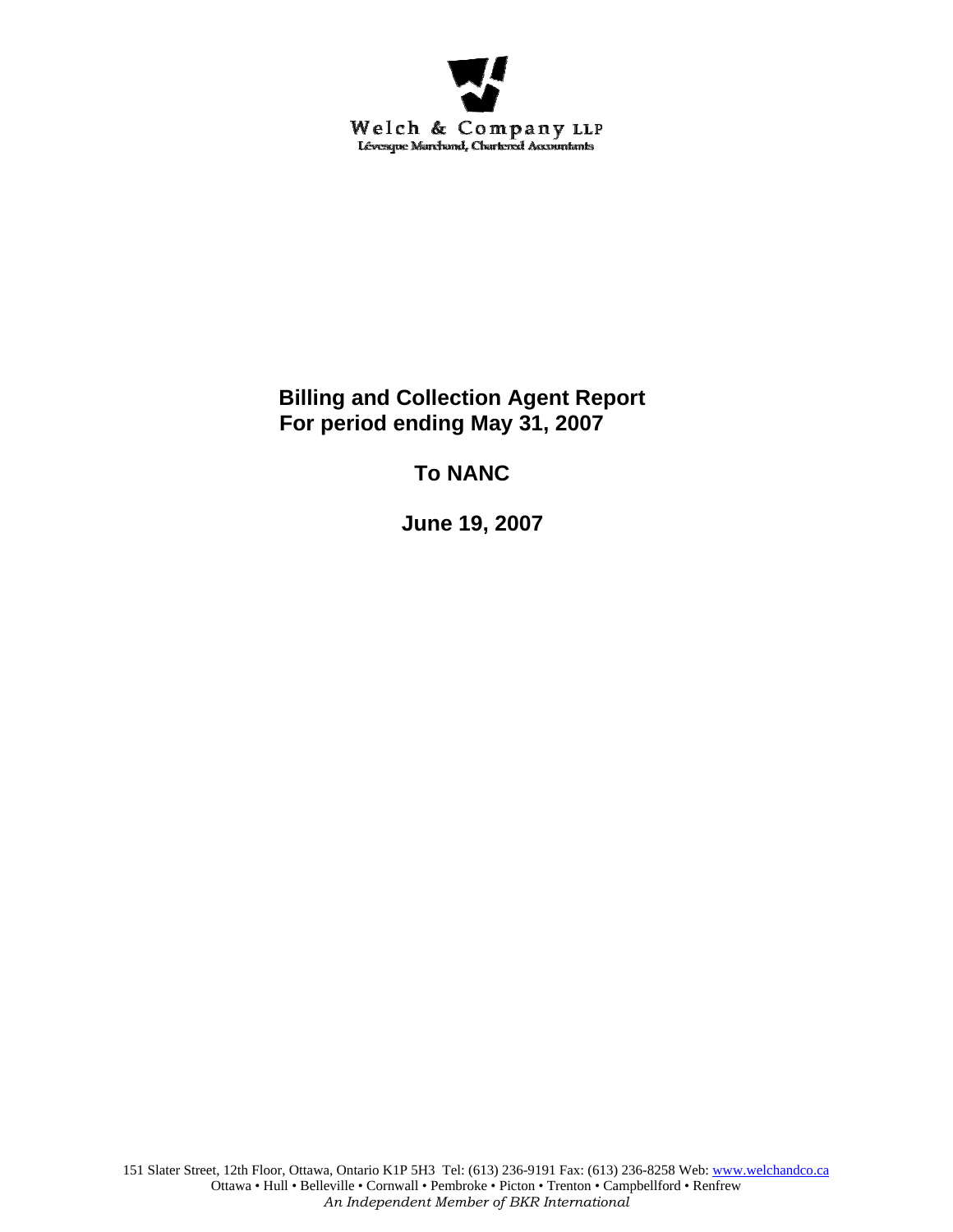Welch & Company LLP
Lévesque Marchand, Chartered Accountants

# Billing and Collection Agent Report
# For period ending May 31, 2007

## To NANC

## June 19, 2007

151 Slater Street, 12th Floor, Ottawa, Ontario K1P 5H3 Tel: (613) 236-9191 Fax: (613) 236-8258 Web: www.welchandco.ca
Ottawa • Hull • Belleville • Cornwall • Pembroke • Picton • Trenton • Campbellford • Renfrew
*An Independent Member of BKR International*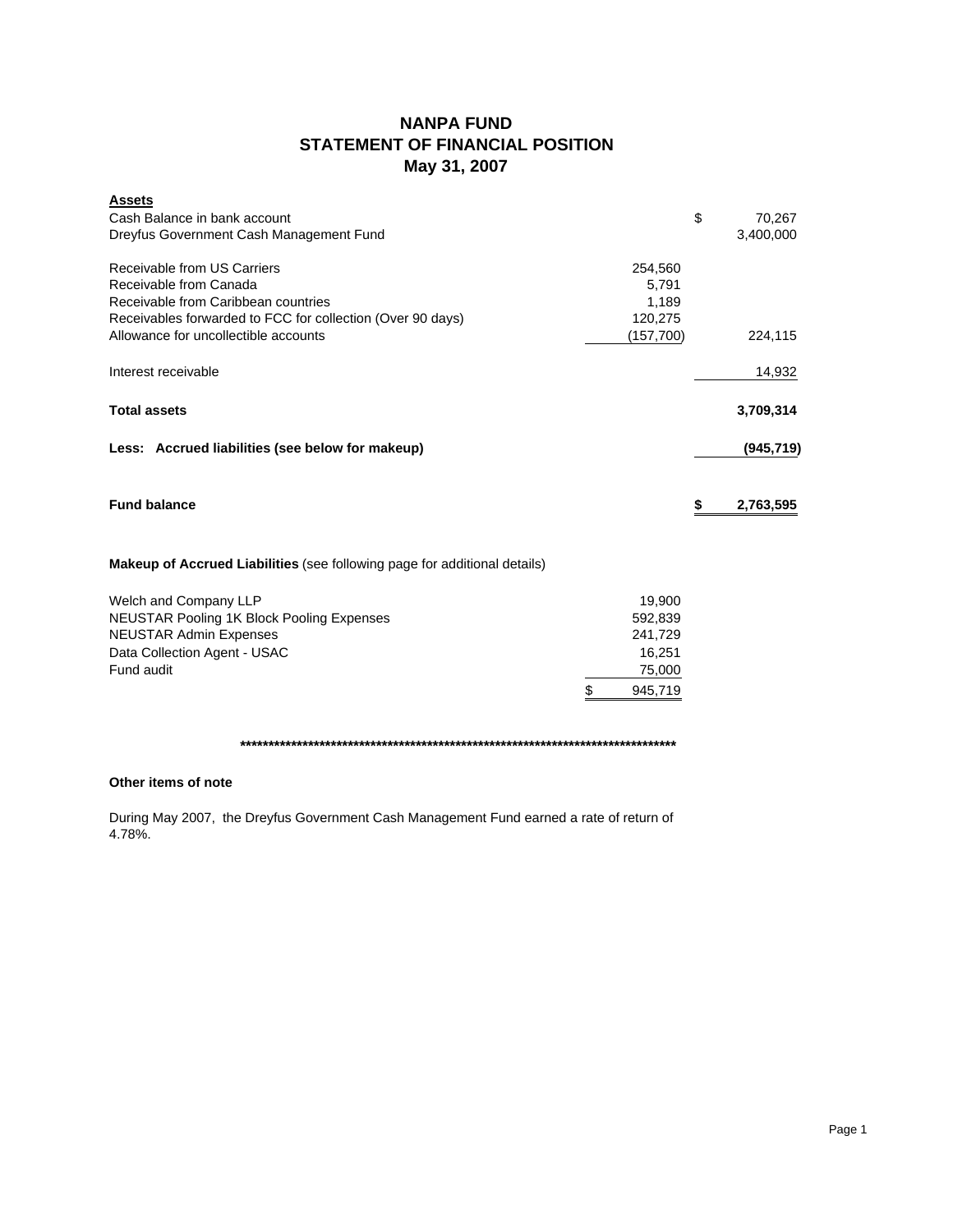# NANPA FUND
## STATEMENT OF FINANCIAL POSITION
## May 31, 2007

| **Assets** | | |
|---|---|---|
| Cash Balance in bank account | | $ 70,267 |
| Dreyfus Government Cash Management Fund | | 3,400,000 |
| | | |
| Receivable from US Carriers | 254,560 | |
| Receivable from Canada | 5,791 | |
| Receivable from Caribbean countries | 1,189 | |
| Receivables forwarded to FCC for collection (Over 90 days) | 120,275 | |
| Allowance for uncollectible accounts | (157,700) | 224,115 |
| | | |
| Interest receivable | | 14,932 |
| | | |
| **Total assets** | | **3,709,314** |
| | | |
| **Less: Accrued liabilities (see below for makeup)** | | **(945,719)** |
| | | |
| **Fund balance** | | **$ 2,763,595** |

**Makeup of Accrued Liabilities** (see following page for additional details)

| | |
|---|---|
| Welch and Company LLP | 19,900 |
| NEUSTAR Pooling 1K Block Pooling Expenses | 592,839 |
| NEUSTAR Admin Expenses | 241,729 |
| Data Collection Agent - USAC | 16,251 |
| Fund audit | 75,000 |
| | $ 945,719 |

\*\*\*\*\*\*\*\*\*\*\*\*\*\*\*\*\*\*\*\*\*\*\*\*\*\*\*\*\*\*\*\*\*\*\*\*\*\*\*\*\*\*\*\*\*\*\*\*\*\*\*\*\*\*\*\*\*\*\*\*\*\*\*\*\*\*\*\*\*\*\*\*\*\*\*\*\*\*

**Other items of note**

During May 2007, the Dreyfus Government Cash Management Fund earned a rate of return of 4.78%.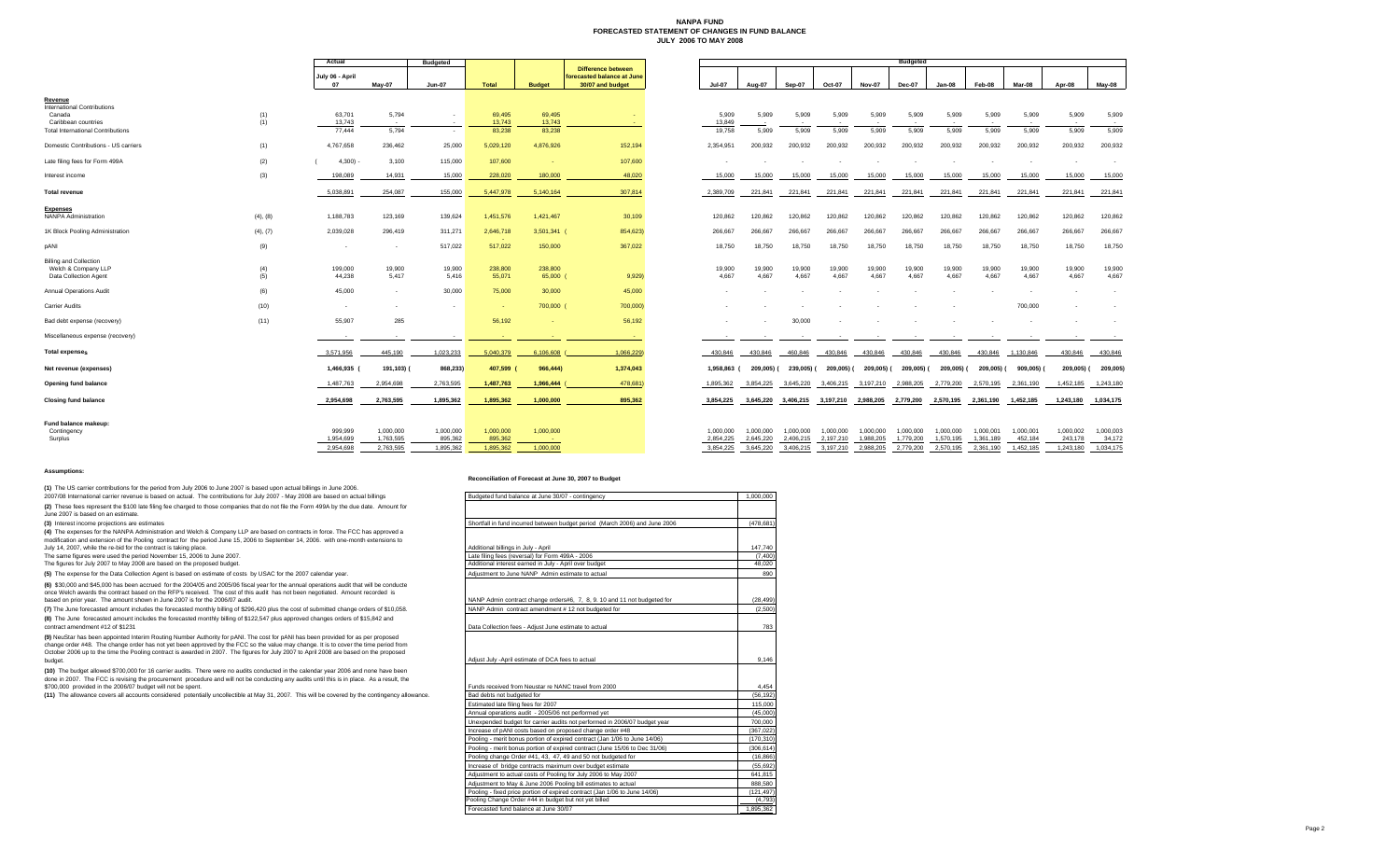# NANPA FUND
## FORECASTED STATEMENT OF CHANGES IN FUND BALANCE
### JULY 2006 TO MAY 2008

| | | Actual | | Budgeted | | | | Budgeted | | | | | | | | | | | |
|---|---|---|---|---|---|---|---|---|---|---|---|---|---|---|---|---|---|---|---|
| | | July 06 - April 07 | May-07 | Jun-07 | Total | Budget | Difference between forecasted balance at June 30/07 and budget | Jul-07 | Aug-07 | Sep-07 | Oct-07 | Nov-07 | Dec-07 | Jan-08 | Feb-08 | Mar-08 | Apr-08 | May-08 |
| **Revenue** | | | | | | | | | | | | | | | | | | | |
| International Contributions | | | | | | | | | | | | | | | | | | | |
| Canada | (1) | 63,701 | 5,794 | - | 69,495 | 69,495 | - | 5,909 | 5,909 | 5,909 | 5,909 | 5,909 | 5,909 | 5,909 | 5,909 | 5,909 | 5,909 | 5,909 |
| Caribbean countries | (1) | 13,743 | - | - | 13,743 | 13,743 | - | 13,849 | - | - | - | - | - | - | - | - | - | - |
| Total International Contributions | | 77,444 | 5,794 | - | 83,238 | 83,238 | - | 19,758 | 5,909 | 5,909 | 5,909 | 5,909 | 5,909 | 5,909 | 5,909 | 5,909 | 5,909 | 5,909 |
| Domestic Contributions - US carriers | (1) | 4,767,658 | 236,462 | 25,000 | 5,029,120 | 4,876,926 | 152,194 | 2,354,951 | 200,932 | 200,932 | 200,932 | 200,932 | 200,932 | 200,932 | 200,932 | 200,932 | 200,932 | 200,932 |
| Late filing fees for Form 499A | (2) | ( 4,300) - | 3,100 | 115,000 | 107,800 | - | 107,800 | - | - | - | - | - | - | - | - | - | - | - |
| Interest income | (3) | 198,089 | 14,931 | 15,000 | 228,020 | 180,000 | 48,020 | 15,000 | 15,000 | 15,000 | 15,000 | 15,000 | 15,000 | 15,000 | 15,000 | 15,000 | 15,000 | 15,000 |
| **Total revenue** | | 5,038,891 | 254,087 | 155,000 | 5,447,978 | 5,140,164 | 307,814 | 2,389,709 | 221,841 | 221,841 | 221,841 | 221,841 | 221,841 | 221,841 | 221,841 | 221,841 | 221,841 | 221,841 |
| **Expenses** | | | | | | | | | | | | | | | | | | | |
| NANPA Administration | (4), (8) | 1,188,783 | 123,169 | 139,624 | 1,451,576 | 1,421,467 | 30,109 | 120,862 | 120,862 | 120,862 | 120,862 | 120,862 | 120,862 | 120,862 | 120,862 | 120,862 | 120,862 | 120,862 |
| 1K Block Pooling Administration | (4), (7) | 2,039,028 | 296,419 | 311,271 | 2,646,718 | 3,501,341 ( | 854,623) | 266,667 | 266,667 | 266,667 | 266,667 | 266,667 | 266,667 | 266,667 | 266,667 | 266,667 | 266,667 | 266,667 |
| pANI | (9) | - | - | 517,022 | 517,022 | 150,000 | 367,022 | 18,750 | 18,750 | 18,750 | 18,750 | 18,750 | 18,750 | 18,750 | 18,750 | 18,750 | 18,750 | 18,750 |
| Billing and Collection | | | | | | | | | | | | | | | | | | | |
| Welch & Company LLP | (4) | 199,000 | 19,900 | 19,900 | 238,800 | 238,800 | - | 19,900 | 19,900 | 19,900 | 19,900 | 19,900 | 19,900 | 19,900 | 19,900 | 19,900 | 19,900 | 19,900 |
| Data Collection Agent | (5) | 44,238 | 5,417 | 5,416 | 55,071 | 65,000 ( | 9,929) | 4,667 | 4,667 | 4,667 | 4,667 | 4,667 | 4,667 | 4,667 | 4,667 | 4,667 | 4,667 | 4,667 |
| Annual Operations Audit | (6) | 45,000 | - | 30,000 | 75,000 | 30,000 | 45,000 | - | - | - | - | - | - | - | - | - | - | - |
| Carrier Audits | (10) | - | - | - | - | 700,000 ( | 700,000) | - | - | - | - | - | - | - | - | 700,000 | - | - |
| Bad debt expense (recovery) | (11) | 55,907 | 285 | | 56,192 | - | 56,192 | - | - | 30,000 | - | - | - | - | - | - | - | - |
| Miscellaneous expense (recovery) | | - | - | - | - | - | - | - | - | - | - | - | - | - | - | - | - | - |
| **Total expenses** | | 3,571,956 | 445,190 | 1,023,233 | 5,040,379 | 6,106,608 ( | 1,066,229) | 430,846 | 430,846 | 460,846 | 430,846 | 430,846 | 430,846 | 430,846 | 430,846 | 1,130,846 | 430,846 | 430,846 |
| **Net revenue (expenses)** | | 1,466,935 ( | 191,103) ( | 868,233) | 407,599 ( | 966,444) | 1,374,043 | 1,958,863 ( | 209,005) ( | 239,005) ( | 209,005) ( | 209,005) ( | 209,005) ( | 209,005) ( | 209,005) ( | 909,005) ( | 209,005) ( | 209,005) |
| **Opening fund balance** | | 1,487,763 | 2,954,698 | 2,763,595 | 1,487,763 | 1,966,444 ( | 478,681) | 1,895,362 | 3,854,225 | 3,645,220 | 3,406,215 | 3,197,210 | 2,988,205 | 2,779,200 | 2,570,195 | 2,361,190 | 1,452,185 | 1,243,180 |
| **Closing fund balance** | | 2,954,698 | 2,763,595 | 1,895,362 | 1,895,362 | 1,000,000 | 895,362 | 3,854,225 | 3,645,220 | 3,406,215 | 3,197,210 | 2,988,205 | 2,779,200 | 2,570,195 | 2,361,190 | 1,452,185 | 1,243,180 | 1,034,175 |
| **Fund balance makeup:** | | | | | | | | | | | | | | | | | | | |
| Contingency | | 999,999 | 1,000,000 | 1,000,000 | 1,000,000 | 1,000,000 | | 1,000,000 | 1,000,000 | 1,000,000 | 1,000,000 | 1,000,000 | 1,000,000 | 1,000,000 | 1,000,001 | 1,000,001 | 1,000,002 | 1,000,003 |
| Surplus | | 1,954,699 | 1,763,595 | 895,362 | 895,362 | - | | 2,854,225 | 2,645,220 | 2,406,215 | 2,197,210 | 1,988,205 | 1,779,200 | 1,570,195 | 1,361,189 | 452,184 | 243,178 | 34,172 |
| | | 2,954,698 | 2,763,595 | 1,895,362 | 1,895,362 | 1,000,000 | | 3,854,225 | 3,645,220 | 3,406,215 | 3,197,210 | 2,988,205 | 2,779,200 | 2,570,195 | 2,361,190 | 1,452,185 | 1,243,180 | 1,034,175 |

**Assumptions:**

**(1)** The US carrier contributions for the period from July 2006 to June 2007 is based upon actual billings in June 2006.
2007/08 International carrier revenue is based on actual. The contributions for July 2007 - May 2008 are based on actual billings

**(2)** These fees represent the $100 late filing fee charged to those companies that do not file the Form 499A by the due date. Amount for June 2007 is based on an estimate.

**(3)** Interest income projections are estimates

**(4)** The expenses for the NANPA Administration and Welch & Company LLP are based on contracts in force. The FCC has approved a modification and extension of the Pooling contract for the period June 15, 2006 to September 14, 2006. with one-month extensions to July 14, 2007, while the re-bid for the contract is taking place.
The same figures were used the period November 15, 2006 to June 2007.
The figures for July 2007 to May 2008 are based on the proposed budget.

**(5)** The expense for the Data Collection Agent is based on estimate of costs by USAC for the 2007 calendar year.

**(6)** $30,000 and $45,000 has been accrued for the 2004/05 and 2005/06 fiscal year for the annual operations audit that will be conducte once Welch awards the contract based on the RFP's received. The cost of this audit has not been negotiated. Amount recorded is based on prior year. The amount shown in June 2007 is for the 2006/07 audit.

**(7)** The June forecasted amount includes the forecasted monthly billing of $296,420 plus the cost of submitted change orders of $10,058.

**(8)** The June forecasted amount includes the forecasted monthly billing of $122,547 plus approved changes orders of $15,842 and contract amendment #12 of $1231

**(9)** NeuStar has been appointed Interim Routing Number Authority for pANI. The cost for pANI has been provided for as per proposed change order #48. The change order has not yet been approved by the FCC so the value may change. It is to cover the time period from October 2006 up to the time the Pooling contract is awarded in 2007. The figures for July 2007 to April 2008 are based on the proposed budget.

**(10)** The budget allowed $700,000 for 16 carrier audits. There were no audits conducted in the calendar year 2006 and none have been done in 2007. The FCC is revising the procurement procedure and will not be conducting any audits until this is in place. As a result, the $700,000 provided in the 2006/07 budget will not be spent.

**(11)** The allowance covers all accounts considered potentially uncollectible at May 31, 2007. This will be covered by the contingency allowance.

**Reconciliation of Forecast at June 30, 2007 to Budget**

| | |
|---|---|
| Budgeted fund balance at June 30/07 - contingency | 1,000,000 |
| Shortfall in fund incurred between budget period (March 2006) and June 2006 | (478,681) |
| Additional billings in July - April | 147,740 |
| Late filing fees (reversal) for Form 499A - 2006 | (7,400) |
| Additional interest earned in July - April over budget | 48,020 |
| Adjustment to June NANP Admin estimate to actual | 890 |
| NANP Admin contract change orders#6, 7, 8, 9, 10 and 11 not budgeted for | (28,499) |
| NANP Admin contract amendment # 12 not budgeted for | (2,500) |
| Data Collection fees - Adjust June estimate to actual | 783 |
| Adjust July -April estimate of DCA fees to actual | 9,146 |
| Funds received from Neustar re NANC travel from 2000 | 4,454 |
| Bad debts not budgeted for | (56,192) |
| Estimated late filing fees for 2007 | 115,000 |
| Annual operations audit - 2005/06 not performed yet | (45,000) |
| Unexpended budget for carrier audits not performed in 2006/07 budget year | 700,000 |
| Increase of pANI costs based on proposed change order #48 | (367,022) |
| Pooling - merit bonus portion of expired contract (Jan 1/06 to June 14/06) | (170,310) |
| Pooling - merit bonus portion of expired contract (June 15/06 to Dec 31/06) | (306,614) |
| Pooling change Order #41, 43, 47, 49 and 50 not budgeted for | (16,866) |
| Increase of bridge contracts maximum over budget estimate | (55,692) |
| Adjustment to actual costs of Pooling for July 2006 to May 2007 | 641,815 |
| Adjustment to May & June 2006 Pooling bill estimates to actual | 888,580 |
| Pooling - fixed price portion of expired contract (Jan 1/06 to June 14/06) | (121,497) |
| Pooling Change Order #44 in budget but not yet billed | (4,793) |
| Forecasted fund balance at June 30/07 | 1,895,362 |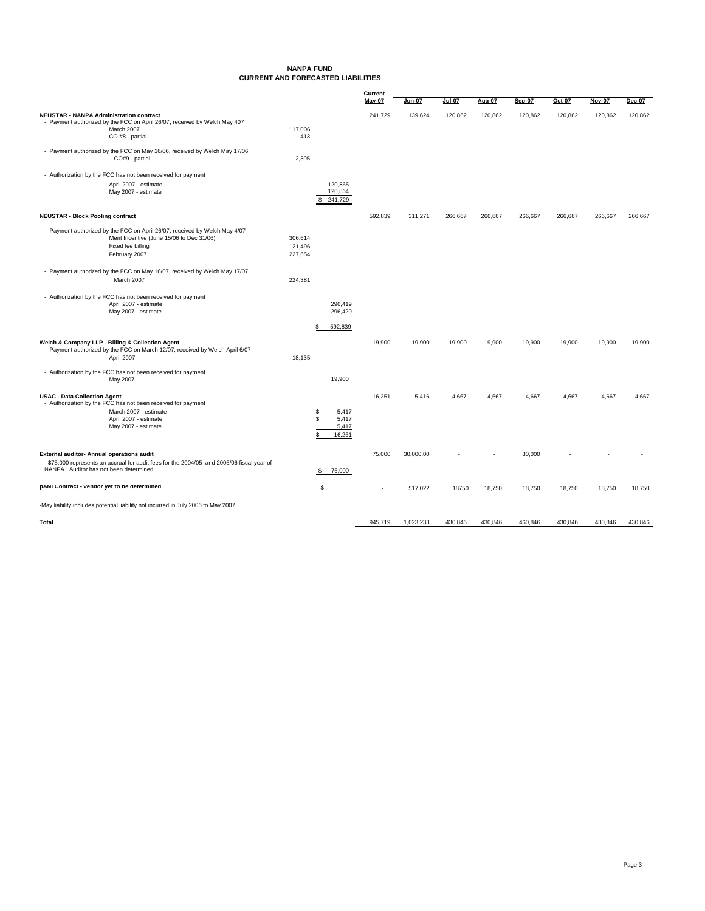# NANPA FUND
## CURRENT AND FORECASTED LIABILITIES

| | | | Current May-07 | Jun-07 | Jul-07 | Aug-07 | Sep-07 | Oct-07 | Nov-07 | Dec-07 |
|---|---|---|---|---|---|---|---|---|---|---|
| **NEUSTAR - NANPA Administration contract** | | | 241,729 | 139,624 | 120,862 | 120,862 | 120,862 | 120,862 | 120,862 | 120,862 |
| - Payment authorized by the FCC on April 26/07, received by Welch May 407 | | | | | | | | | | |
| March 2007 | 117,006 | | | | | | | | | |
| CO #8 - partial | 413 | | | | | | | | | |
| - Payment authorized by the FCC on May 16/06, received by Welch May 17/06 | | | | | | | | | | |
| CO#9 - partial | 2,305 | | | | | | | | | |
| - Authorization by the FCC has not been received for payment | | | | | | | | | | |
| April 2007 - estimate | | 120,865 | | | | | | | | |
| May 2007 - estimate | | 120,864 | | | | | | | | |
| | | $ 241,729 | | | | | | | | |
| **NEUSTAR - Block Pooling contract** | | | 592,839 | 311,271 | 266,667 | 266,667 | 266,667 | 266,667 | 266,667 | 266,667 |
| - Payment authorized by the FCC on April 26/07, received by Welch May 4/07 | | | | | | | | | | |
| Merit Incentive (June 15/06 to Dec 31/06) | 306,614 | | | | | | | | | |
| Fixed fee billing | 121,496 | | | | | | | | | |
| February 2007 | 227,654 | | | | | | | | | |
| - Payment authorized by the FCC on May 16/07, received by Welch May 17/07 | | | | | | | | | | |
| March 2007 | 224,381 | | | | | | | | | |
| - Authorization by the FCC has not been received for payment | | | | | | | | | | |
| April 2007 - estimate | | 296,419 | | | | | | | | |
| May 2007 - estimate | | 296,420 | | | | | | | | |
| | | - | | | | | | | | |
| | | $ 592,839 | | | | | | | | |
| **Welch & Company LLP - Billing & Collection Agent** | | | 19,900 | 19,900 | 19,900 | 19,900 | 19,900 | 19,900 | 19,900 | 19,900 |
| - Payment authorized by the FCC on March 12/07, received by Welch April 6/07 | | | | | | | | | | |
| April 2007 | 18,135 | | | | | | | | | |
| - Authorization by the FCC has not been received for payment | | | | | | | | | | |
| May 2007 | | 19,900 | | | | | | | | |
| **USAC - Data Collection Agent** | | | 16,251 | 5,416 | 4,667 | 4,667 | 4,667 | 4,667 | 4,667 | 4,667 |
| - Authorization by the FCC has not been received for payment | | | | | | | | | | |
| March 2007 - estimate | | $ 5,417 | | | | | | | | |
| April 2007 - estimate | | $ 5,417 | | | | | | | | |
| May 2007 - estimate | | 5,417 | | | | | | | | |
| | | $ 16,251 | | | | | | | | |
| **External auditor- Annual operations audit** | | | 75,000 | 30,000.00 | - | - | 30,000 | - | - | - |
| - $75,000 represents an accrual for audit fees for the 2004/05 and 2005/06 fiscal year of NANPA. Auditor has not been determined | | $ 75,000 | | | | | | | | |
| **pANI Contract - vendor yet to be determined** | | $ - | - | 517,022 | 18750 | 18,750 | 18,750 | 18,750 | 18,750 | 18,750 |
| -May liability includes potential liability not incurred in July 2006 to May 2007 | | | | | | | | | | |
| **Total** | | | 945,719 | 1,023,233 | 430,846 | 430,846 | 460,846 | 430,846 | 430,846 | 430,846 |